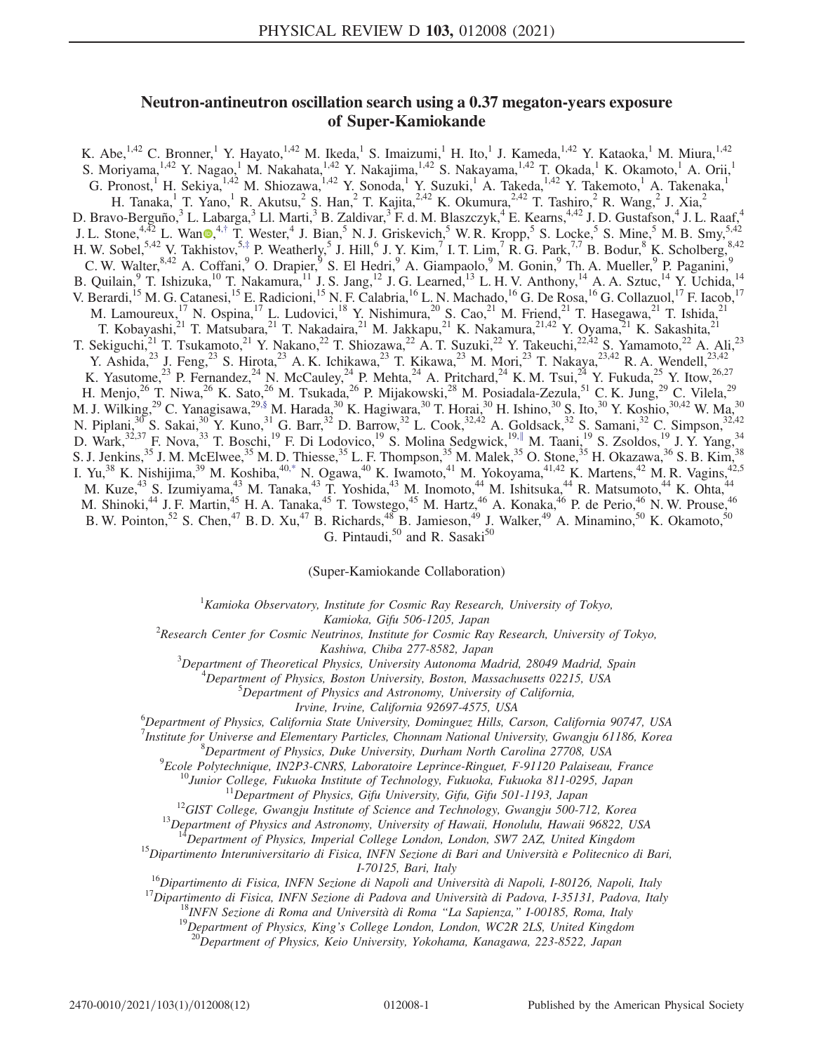# Neutron-antineutron oscillation search using a 0.37 megaton-years exposure of Super-Kamiokande

K. Abe,[1,42] C. Bronner,[1] Y. Hayato,[1,42] M. Ikeda,[1] S. Imaizumi,[1] H. Ito,[1] J. Kameda,[1,42] Y. Kataoka,[1] M. Miura,[1,42] S. Moriyama,[1,42] Y. Nagao,[1] M. Nakahata,[1,42] Y. Nakajima,[1,42] S. Nakayama,[1,42] T. Okada,[1] K. Okamoto,[1] A. Orii,[1] G. Pronost,[1] H. Sekiya,[1,42] M. Shiozawa,[1,42] Y. Sonoda,[1] Y. Suzuki,[1] A. Takeda,[1,42] Y. Takemoto,[1] A. Takenaka,[1] H. Tanaka,[1] T. Yano,[1] R. Akutsu,[2] S. Han,[2] T. Kajita,[2,42] K. Okumura,[2,42] T. Tashiro,[2] R. Wang,[2] J. Xia,[2] D. Bravo-Berguño,[3] L. Labarga,[3] Ll. Marti,[3] B. Zaldivar,[3] F. d. M. Blaszczyk,[4] E. Kearns,[4,42] J. D. Gustafson,[4] J. L. Raaf,[4] J. L. Stone,[4,42] L. Wan,[4,†] T. Wester,[4] J. Bian,[5] N. J. Griskevich,[5] W. R. Kropp,[5] S. Locke,[5] S. Mine,[5] M. B. Smy,[5,42] H. W. Sobel,[5,42] V. Takhistov,[5,‡] P. Weatherly,[5] J. Hill,[6] J. Y. Kim,[7] I. T. Lim,[7] R. G. Park,[7,7] B. Bodur,[8] K. Scholberg,[8,42] C. W. Walter,[8,42] A. Coffani,[9] O. Drapier,[9] S. El Hedri,[9] A. Giampaolo,[9] M. Gonin,[9] Th. A. Mueller,[9] P. Paganini,[9] B. Quilain,[9] T. Ishizuka,[10] T. Nakamura,[11] J. S. Jang,[12] J. G. Learned,[13] L. H. V. Anthony,[14] A. A. Sztuc,[14] Y. Uchida,[14] V. Berardi,[15] M. G. Catanesi,[15] E. Radicioni,[15] N. F. Calabria,[16] L. N. Machado,[16] G. De Rosa,[16] G. Collazuol,[17] F. Iacob,[17] M. Lamoureux,[17] N. Ospina,[17] L. Ludovici,[18] Y. Nishimura,[20] S. Cao,[21] M. Friend,[21] T. Hasegawa,[21] T. Ishida,[21] T. Kobayashi,[21] T. Matsubara,[21] T. Nakadaira,[21] M. Jakkapu,[21] K. Nakamura,[21,42] Y. Oyama,[21] K. Sakashita,[21] T. Sekiguchi,[21] T. Tsukamoto,[21] Y. Nakano,[22] T. Shiozawa,[22] A. T. Suzuki,[22] Y. Takeuchi,[22,42] S. Yamamoto,[22] A. Ali,[23] Y. Ashida,[23] J. Feng,[23] S. Hirota,[23] A. K. Ichikawa,[23] T. Kikawa,[23] M. Mori,[23] T. Nakaya,[23,42] R. A. Wendell,[23,42] K. Yasutome,[23] P. Fernandez,[24] N. McCauley,[24] P. Mehta,[24] A. Pritchard,[24] K. M. Tsui,[24] Y. Fukuda,[25] Y. Itow,[26,27] H. Menjo,[26] T. Niwa,[26] K. Sato,[26] M. Tsukada,[26] P. Mijakowski,[28] M. Posiadala-Zezula,[51] C. K. Jung,[29] C. Vilela,[29] M. J. Wilking,[29] C. Yanagisawa,[29,§] M. Harada,[30] K. Hagiwara,[30] T. Horai,[30] H. Ishino,[30] S. Ito,[30] Y. Koshio,[30,42] W. Ma,[30] N. Piplani,[30] S. Sakai,[30] Y. Kuno,[31] G. Barr,[32] D. Barrow,[32] L. Cook,[32,42] A. Goldsack,[32] S. Samani,[32] C. Simpson,[32,42] D. Wark,[32,37] F. Nova,[33] T. Boschi,[19] F. Di Lodovico,[19] S. Molina Sedgwick,[19,‖] M. Taani,[19] S. Zsoldos,[19] J. Y. Yang,[34] S. J. Jenkins,[35] J. M. McElwee,[35] M. D. Thiesse,[35] L. F. Thompson,[35] M. Malek,[35] O. Stone,[35] H. Okazawa,[36] S. B. Kim,[38] I. Yu,[38] K. Nishijima,[39] M. Koshiba,[40,*] N. Ogawa,[40] K. Iwamoto,[41] M. Yokoyama,[41,42] K. Martens,[42] M. R. Vagins,[42,5] M. Kuze,[43] S. Izumiyama,[43] M. Tanaka,[43] T. Yoshida,[43] M. Inomoto,[44] M. Ishitsuka,[44] R. Matsumoto,[44] K. Ohta,[44] M. Shinoki,[44] J. F. Martin,[45] H. A. Tanaka,[45] T. Towstego,[45] M. Hartz,[46] A. Konaka,[46] P. de Perio,[46] N. W. Prouse,[46] B. W. Pointon,[52] S. Chen,[47] B. D. Xu,[47] B. Richards,[48] B. Jamieson,[49] J. Walker,[49] A. Minamino,[50] K. Okamoto,[50] G. Pintaudi,[50] and R. Sasaki[50]

(Super-Kamiokande Collaboration)

[1]*Kamioka Observatory, Institute for Cosmic Ray Research, University of Tokyo, Kamioka, Gifu 506-1205, Japan*
[2]*Research Center for Cosmic Neutrinos, Institute for Cosmic Ray Research, University of Tokyo, Kashiwa, Chiba 277-8582, Japan*
[3]*Department of Theoretical Physics, University Autonoma Madrid, 28049 Madrid, Spain*
[4]*Department of Physics, Boston University, Boston, Massachusetts 02215, USA*
[5]*Department of Physics and Astronomy, University of California, Irvine, Irvine, California 92697-4575, USA*
[6]*Department of Physics, California State University, Dominguez Hills, Carson, California 90747, USA*
[7]*Institute for Universe and Elementary Particles, Chonnam National University, Gwangju 61186, Korea*
[8]*Department of Physics, Duke University, Durham North Carolina 27708, USA*
[9]*Ecole Polytechnique, IN2P3-CNRS, Laboratoire Leprince-Ringuet, F-91120 Palaiseau, France*
[10]*Junior College, Fukuoka Institute of Technology, Fukuoka, Fukuoka 811-0295, Japan*
[11]*Department of Physics, Gifu University, Gifu, Gifu 501-1193, Japan*
[12]*GIST College, Gwangju Institute of Science and Technology, Gwangju 500-712, Korea*
[13]*Department of Physics and Astronomy, University of Hawaii, Honolulu, Hawaii 96822, USA*
[14]*Department of Physics, Imperial College London, London, SW7 2AZ, United Kingdom*
[15]*Dipartimento Interuniversitario di Fisica, INFN Sezione di Bari and Università e Politecnico di Bari, I-70125, Bari, Italy*
[16]*Dipartimento di Fisica, INFN Sezione di Napoli and Università di Napoli, I-80126, Napoli, Italy*
[17]*Dipartimento di Fisica, INFN Sezione di Padova and Università di Padova, I-35131, Padova, Italy*
[18]*INFN Sezione di Roma and Università di Roma "La Sapienza," I-00185, Roma, Italy*
[19]*Department of Physics, King's College London, London, WC2R 2LS, United Kingdom*
[20]*Department of Physics, Keio University, Yokohama, Kanagawa, 223-8522, Japan*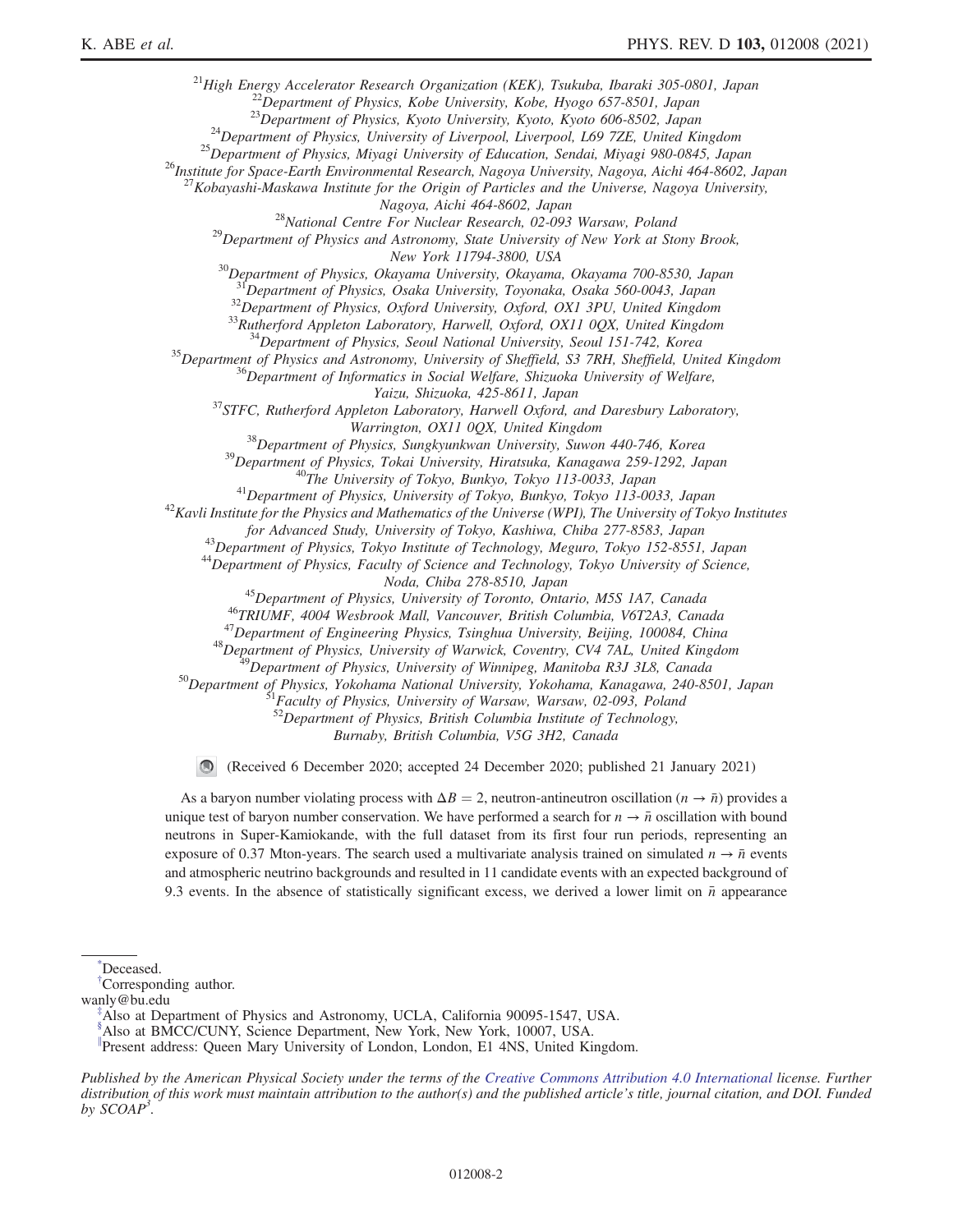[21]High Energy Accelerator Research Organization (KEK), Tsukuba, Ibaraki 305-0801, Japan
[22]Department of Physics, Kobe University, Kobe, Hyogo 657-8501, Japan
[23]Department of Physics, Kyoto University, Kyoto, Kyoto 606-8502, Japan
[24]Department of Physics, University of Liverpool, Liverpool, L69 7ZE, United Kingdom
[25]Department of Physics, Miyagi University of Education, Sendai, Miyagi 980-0845, Japan
[26]Institute for Space-Earth Environmental Research, Nagoya University, Nagoya, Aichi 464-8602, Japan
[27]Kobayashi-Maskawa Institute for the Origin of Particles and the Universe, Nagoya University, Nagoya, Aichi 464-8602, Japan
[28]National Centre For Nuclear Research, 02-093 Warsaw, Poland
[29]Department of Physics and Astronomy, State University of New York at Stony Brook, New York 11794-3800, USA
[30]Department of Physics, Okayama University, Okayama, Okayama 700-8530, Japan
[31]Department of Physics, Osaka University, Toyonaka, Osaka 560-0043, Japan
[32]Department of Physics, Oxford University, Oxford, OX1 3PU, United Kingdom
[33]Rutherford Appleton Laboratory, Harwell, Oxford, OX11 0QX, United Kingdom
[34]Department of Physics, Seoul National University, Seoul 151-742, Korea
[35]Department of Physics and Astronomy, University of Sheffield, S3 7RH, Sheffield, United Kingdom
[36]Department of Informatics in Social Welfare, Shizuoka University of Welfare, Yaizu, Shizuoka, 425-8611, Japan
[37]STFC, Rutherford Appleton Laboratory, Harwell Oxford, and Daresbury Laboratory, Warrington, OX11 0QX, United Kingdom
[38]Department of Physics, Sungkyunkwan University, Suwon 440-746, Korea
[39]Department of Physics, Tokai University, Hiratsuka, Kanagawa 259-1292, Japan
[40]The University of Tokyo, Bunkyo, Tokyo 113-0033, Japan
[41]Department of Physics, University of Tokyo, Bunkyo, Tokyo 113-0033, Japan
[42]Kavli Institute for the Physics and Mathematics of the Universe (WPI), The University of Tokyo Institutes for Advanced Study, University of Tokyo, Kashiwa, Chiba 277-8583, Japan
[43]Department of Physics, Tokyo Institute of Technology, Meguro, Tokyo 152-8551, Japan
[44]Department of Physics, Faculty of Science and Technology, Tokyo University of Science, Noda, Chiba 278-8510, Japan
[45]Department of Physics, University of Toronto, Ontario, M5S 1A7, Canada
[46]TRIUMF, 4004 Wesbrook Mall, Vancouver, British Columbia, V6T2A3, Canada
[47]Department of Engineering Physics, Tsinghua University, Beijing, 100084, China
[48]Department of Physics, University of Warwick, Coventry, CV4 7AL, United Kingdom
[49]Department of Physics, University of Winnipeg, Manitoba R3J 3L8, Canada
[50]Department of Physics, Yokohama National University, Yokohama, Kanagawa, 240-8501, Japan
[51]Faculty of Physics, University of Warsaw, Warsaw, 02-093, Poland
[52]Department of Physics, British Columbia Institute of Technology, Burnaby, British Columbia, V5G 3H2, Canada

(Received 6 December 2020; accepted 24 December 2020; published 21 January 2021)

As a baryon number violating process with $\Delta B = 2$, neutron-antineutron oscillation ($n \to \bar{n}$) provides a unique test of baryon number conservation. We have performed a search for $n \to \bar{n}$ oscillation with bound neutrons in Super-Kamiokande, with the full dataset from its first four run periods, representing an exposure of 0.37 Mton-years. The search used a multivariate analysis trained on simulated $n \to \bar{n}$ events and atmospheric neutrino backgrounds and resulted in 11 candidate events with an expected background of 9.3 events. In the absence of statistically significant excess, we derived a lower limit on $\bar{n}$ appearance

[*]Deceased.
[†]Corresponding author.
wanly@bu.edu
[‡]Also at Department of Physics and Astronomy, UCLA, California 90095-1547, USA.
[§]Also at BMCC/CUNY, Science Department, New York, New York, 10007, USA.
[∥]Present address: Queen Mary University of London, London, E1 4NS, United Kingdom.

*Published by the American Physical Society under the terms of the Creative Commons Attribution 4.0 International license. Further distribution of this work must maintain attribution to the author(s) and the published article's title, journal citation, and DOI. Funded by SCOAP[3].*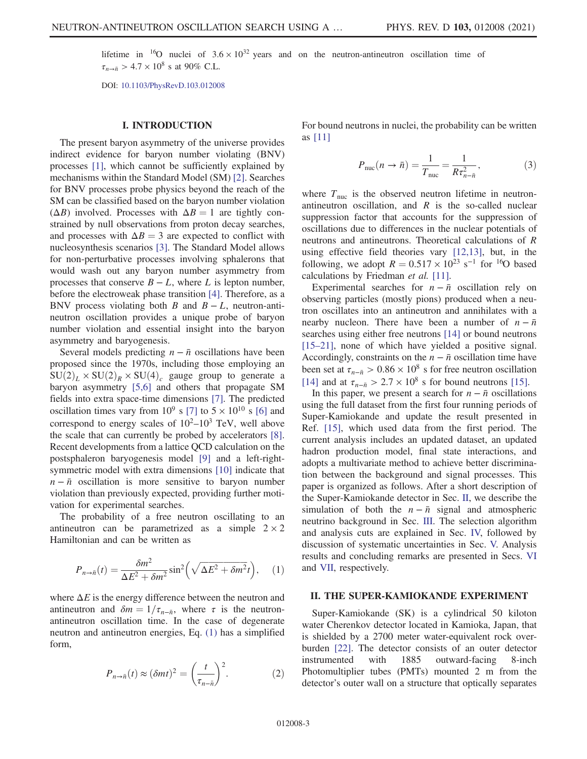lifetime in $^{16}$O nuclei of $3.6 \times 10^{32}$ years and on the neutron-antineutron oscillation time of $\tau_{n\to\bar{n}} > 4.7 \times 10^8$ s at 90% C.L.

DOI: 10.1103/PhysRevD.103.012008

## I. INTRODUCTION

The present baryon asymmetry of the universe provides indirect evidence for baryon number violating (BNV) processes [1], which cannot be sufficiently explained by mechanisms within the Standard Model (SM) [2]. Searches for BNV processes probe physics beyond the reach of the SM can be classified based on the baryon number violation ($\Delta B$) involved. Processes with $\Delta B = 1$ are tightly constrained by null observations from proton decay searches, and processes with $\Delta B = 3$ are expected to conflict with nucleosynthesis scenarios [3]. The Standard Model allows for non-perturbative processes involving sphalerons that would wash out any baryon number asymmetry from processes that conserve $B - L$, where $L$ is lepton number, before the electroweak phase transition [4]. Therefore, as a BNV process violating both $B$ and $B - L$, neutron-antineutron oscillation provides a unique probe of baryon number violation and essential insight into the baryon asymmetry and baryogenesis.

Several models predicting $n - \bar{n}$ oscillations have been proposed since the 1970s, including those employing an $SU(2)_L \times SU(2)_R \times SU(4)_c$ gauge group to generate a baryon asymmetry [5,6] and others that propagate SM fields into extra space-time dimensions [7]. The predicted oscillation times vary from $10^9$ s [7] to $5 \times 10^{10}$ s [6] and correspond to energy scales of $10^2$–$10^3$ TeV, well above the scale that can currently be probed by accelerators [8]. Recent developments from a lattice QCD calculation on the postsphaleron baryogenesis model [9] and a left-right-symmetric model with extra dimensions [10] indicate that $n - \bar{n}$ oscillation is more sensitive to baryon number violation than previously expected, providing further motivation for experimental searches.

The probability of a free neutron oscillating to an antineutron can be parametrized as a simple $2 \times 2$ Hamiltonian and can be written as

$$P_{n\to\bar{n}}(t) = \frac{\delta m^2}{\Delta E^2 + \delta m^2} \sin^2\left(\sqrt{\Delta E^2 + \delta m^2}\, t\right), \tag{1}$$

where $\Delta E$ is the energy difference between the neutron and antineutron and $\delta m = 1/\tau_{n-\bar{n}}$, where $\tau$ is the neutron-antineutron oscillation time. In the case of degenerate neutron and antineutron energies, Eq. (1) has a simplified form,

$$P_{n\to\bar{n}}(t) \approx (\delta m t)^2 = \left(\frac{t}{\tau_{n-\bar{n}}}\right)^2. \tag{2}$$

For bound neutrons in nuclei, the probability can be written as [11]

$$P_{\text{nuc}}(n \to \bar{n}) = \frac{1}{T_{\text{nuc}}} = \frac{1}{R\tau_{n-\bar{n}}^2}, \tag{3}$$

where $T_{\text{nuc}}$ is the observed neutron lifetime in neutron-antineutron oscillation, and $R$ is the so-called nuclear suppression factor that accounts for the suppression of oscillations due to differences in the nuclear potentials of neutrons and antineutrons. Theoretical calculations of $R$ using effective field theories vary [12,13], but, in the following, we adopt $R = 0.517 \times 10^{23}$ s$^{-1}$ for $^{16}$O based calculations by Friedman *et al.* [11].

Experimental searches for $n - \bar{n}$ oscillation rely on observing particles (mostly pions) produced when a neutron oscillates into an antineutron and annihilates with a nearby nucleon. There have been a number of $n - \bar{n}$ searches using either free neutrons [14] or bound neutrons [15–21], none of which have yielded a positive signal. Accordingly, constraints on the $n - \bar{n}$ oscillation time have been set at $\tau_{n-\bar{n}} > 0.86 \times 10^8$ s for free neutron oscillation [14] and at $\tau_{n-\bar{n}} > 2.7 \times 10^8$ s for bound neutrons [15].

In this paper, we present a search for $n - \bar{n}$ oscillations using the full dataset from the first four running periods of Super-Kamiokande and update the result presented in Ref. [15], which used data from the first period. The current analysis includes an updated dataset, an updated hadron production model, final state interactions, and adopts a multivariate method to achieve better discrimination between the background and signal processes. This paper is organized as follows. After a short description of the Super-Kamiokande detector in Sec. II, we describe the simulation of both the $n - \bar{n}$ signal and atmospheric neutrino background in Sec. III. The selection algorithm and analysis cuts are explained in Sec. IV, followed by discussion of systematic uncertainties in Sec. V. Analysis results and concluding remarks are presented in Secs. VI and VII, respectively.

## II. THE SUPER-KAMIOKANDE EXPERIMENT

Super-Kamiokande (SK) is a cylindrical 50 kiloton water Cherenkov detector located in Kamioka, Japan, that is shielded by a 2700 meter water-equivalent rock overburden [22]. The detector consists of an outer detector instrumented with 1885 outward-facing 8-inch Photomultiplier tubes (PMTs) mounted 2 m from the detector's outer wall on a structure that optically separates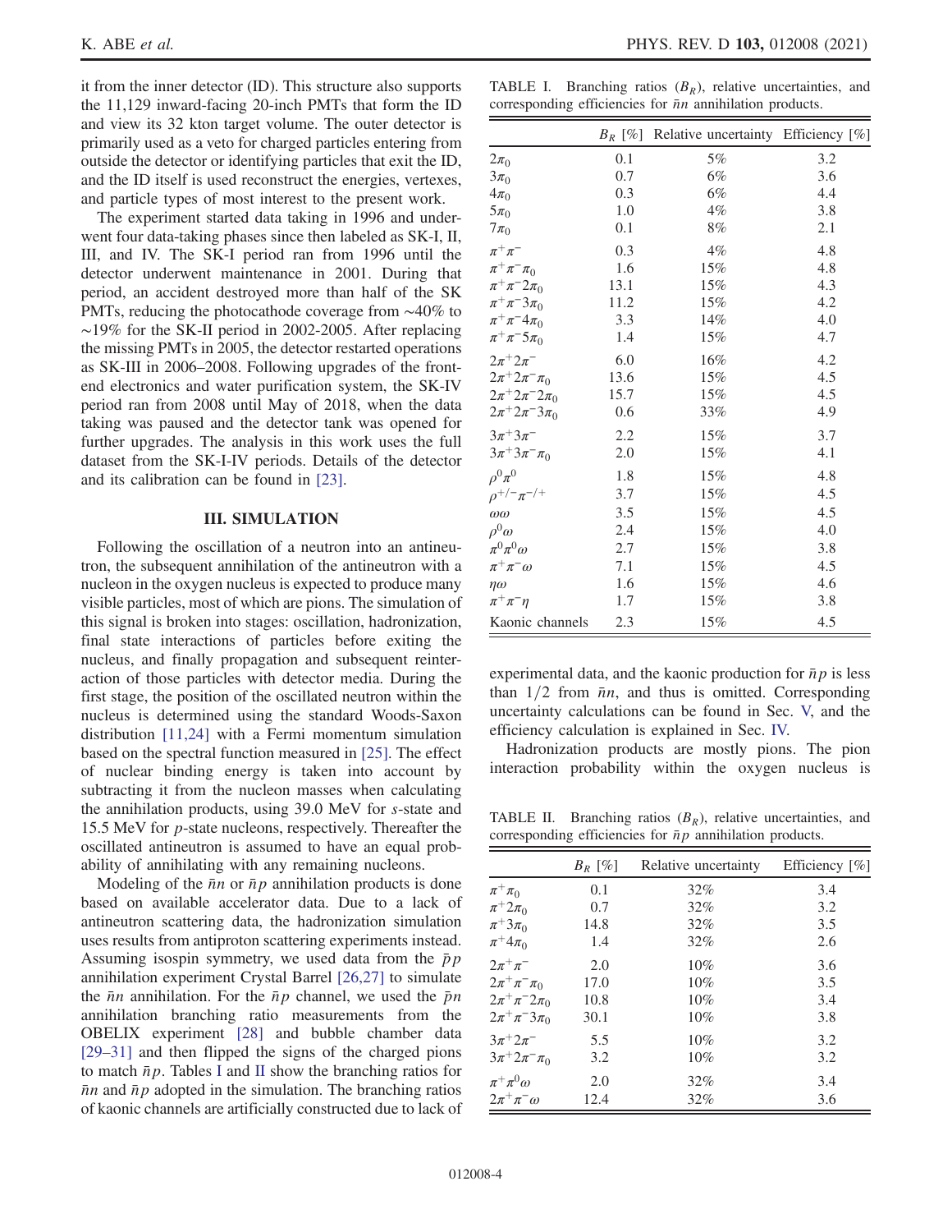it from the inner detector (ID). This structure also supports the 11,129 inward-facing 20-inch PMTs that form the ID and view its 32 kton target volume. The outer detector is primarily used as a veto for charged particles entering from outside the detector or identifying particles that exit the ID, and the ID itself is used reconstruct the energies, vertexes, and particle types of most interest to the present work.

The experiment started data taking in 1996 and underwent four data-taking phases since then labeled as SK-I, II, III, and IV. The SK-I period ran from 1996 until the detector underwent maintenance in 2001. During that period, an accident destroyed more than half of the SK PMTs, reducing the photocathode coverage from ∼40% to ∼19% for the SK-II period in 2002-2005. After replacing the missing PMTs in 2005, the detector restarted operations as SK-III in 2006–2008. Following upgrades of the front-end electronics and water purification system, the SK-IV period ran from 2008 until May of 2018, when the data taking was paused and the detector tank was opened for further upgrades. The analysis in this work uses the full dataset from the SK-I-IV periods. Details of the detector and its calibration can be found in [23].

## III. SIMULATION

Following the oscillation of a neutron into an antineutron, the subsequent annihilation of the antineutron with a nucleon in the oxygen nucleus is expected to produce many visible particles, most of which are pions. The simulation of this signal is broken into stages: oscillation, hadronization, final state interactions of particles before exiting the nucleus, and finally propagation and subsequent reinteraction of those particles with detector media. During the first stage, the position of the oscillated neutron within the nucleus is determined using the standard Woods-Saxon distribution [11,24] with a Fermi momentum simulation based on the spectral function measured in [25]. The effect of nuclear binding energy is taken into account by subtracting it from the nucleon masses when calculating the annihilation products, using 39.0 MeV for $s$-state and 15.5 MeV for $p$-state nucleons, respectively. Thereafter the oscillated antineutron is assumed to have an equal probability of annihilating with any remaining nucleons.

Modeling of the $\bar{n}n$ or $\bar{n}p$ annihilation products is done based on available accelerator data. Due to a lack of antineutron scattering data, the hadronization simulation uses results from antiproton scattering experiments instead. Assuming isospin symmetry, we used data from the $\bar{p}p$ annihilation experiment Crystal Barrel [26,27] to simulate the $\bar{n}n$ annihilation. For the $\bar{n}p$ channel, we used the $\bar{p}n$ annihilation branching ratio measurements from the OBELIX experiment [28] and bubble chamber data [29–31] and then flipped the signs of the charged pions to match $\bar{n}p$. Tables I and II show the branching ratios for $\bar{n}n$ and $\bar{n}p$ adopted in the simulation. The branching ratios of kaonic channels are artificially constructed due to lack of experimental data, and the kaonic production for $\bar{n}p$ is less than 1/2 from $\bar{n}n$, and thus is omitted. Corresponding uncertainty calculations can be found in Sec. V, and the efficiency calculation is explained in Sec. IV.

Hadronization products are mostly pions. The pion interaction probability within the oxygen nucleus is

TABLE I. Branching ratios ($B_R$), relative uncertainties, and corresponding efficiencies for $\bar{n}n$ annihilation products.

| | $B_R$ [%] | Relative uncertainty | Efficiency [%] |
|---|---|---|---|
| $2\pi_0$ | 0.1 | 5% | 3.2 |
| $3\pi_0$ | 0.7 | 6% | 3.6 |
| $4\pi_0$ | 0.3 | 6% | 4.4 |
| $5\pi_0$ | 1.0 | 4% | 3.8 |
| $7\pi_0$ | 0.1 | 8% | 2.1 |
| $\pi^+\pi^-$ | 0.3 | 4% | 4.8 |
| $\pi^+\pi^-\pi_0$ | 1.6 | 15% | 4.8 |
| $\pi^+\pi^-2\pi_0$ | 13.1 | 15% | 4.3 |
| $\pi^+\pi^-3\pi_0$ | 11.2 | 15% | 4.2 |
| $\pi^+\pi^-4\pi_0$ | 3.3 | 14% | 4.0 |
| $\pi^+\pi^-5\pi_0$ | 1.4 | 15% | 4.7 |
| $2\pi^+2\pi^-$ | 6.0 | 16% | 4.2 |
| $2\pi^+2\pi^-\pi_0$ | 13.6 | 15% | 4.5 |
| $2\pi^+2\pi^-2\pi_0$ | 15.7 | 15% | 4.5 |
| $2\pi^+2\pi^-3\pi_0$ | 0.6 | 33% | 4.9 |
| $3\pi^+3\pi^-$ | 2.2 | 15% | 3.7 |
| $3\pi^+3\pi^-\pi_0$ | 2.0 | 15% | 4.1 |
| $\rho^0\pi^0$ | 1.8 | 15% | 4.8 |
| $\rho^{+/-}\pi^{-/+}$ | 3.7 | 15% | 4.5 |
| $\omega\omega$ | 3.5 | 15% | 4.5 |
| $\rho^0\omega$ | 2.4 | 15% | 4.0 |
| $\pi^0\pi^0\omega$ | 2.7 | 15% | 3.8 |
| $\pi^+\pi^-\omega$ | 7.1 | 15% | 4.5 |
| $\eta\omega$ | 1.6 | 15% | 4.6 |
| $\pi^+\pi^-\eta$ | 1.7 | 15% | 3.8 |
| Kaonic channels | 2.3 | 15% | 4.5 |

TABLE II. Branching ratios ($B_R$), relative uncertainties, and corresponding efficiencies for $\bar{n}p$ annihilation products.

| | $B_R$ [%] | Relative uncertainty | Efficiency [%] |
|---|---|---|---|
| $\pi^+\pi_0$ | 0.1 | 32% | 3.4 |
| $\pi^+2\pi_0$ | 0.7 | 32% | 3.2 |
| $\pi^+3\pi_0$ | 14.8 | 32% | 3.5 |
| $\pi^+4\pi_0$ | 1.4 | 32% | 2.6 |
| $2\pi^+\pi^-$ | 2.0 | 10% | 3.6 |
| $2\pi^+\pi^-\pi_0$ | 17.0 | 10% | 3.5 |
| $2\pi^+\pi^-2\pi_0$ | 10.8 | 10% | 3.4 |
| $2\pi^+\pi^-3\pi_0$ | 30.1 | 10% | 3.8 |
| $3\pi^+2\pi^-$ | 5.5 | 10% | 3.2 |
| $3\pi^+2\pi^-\pi_0$ | 3.2 | 10% | 3.2 |
| $\pi^+\pi^0\omega$ | 2.0 | 32% | 3.4 |
| $2\pi^+\pi^-\omega$ | 12.4 | 32% | 3.6 |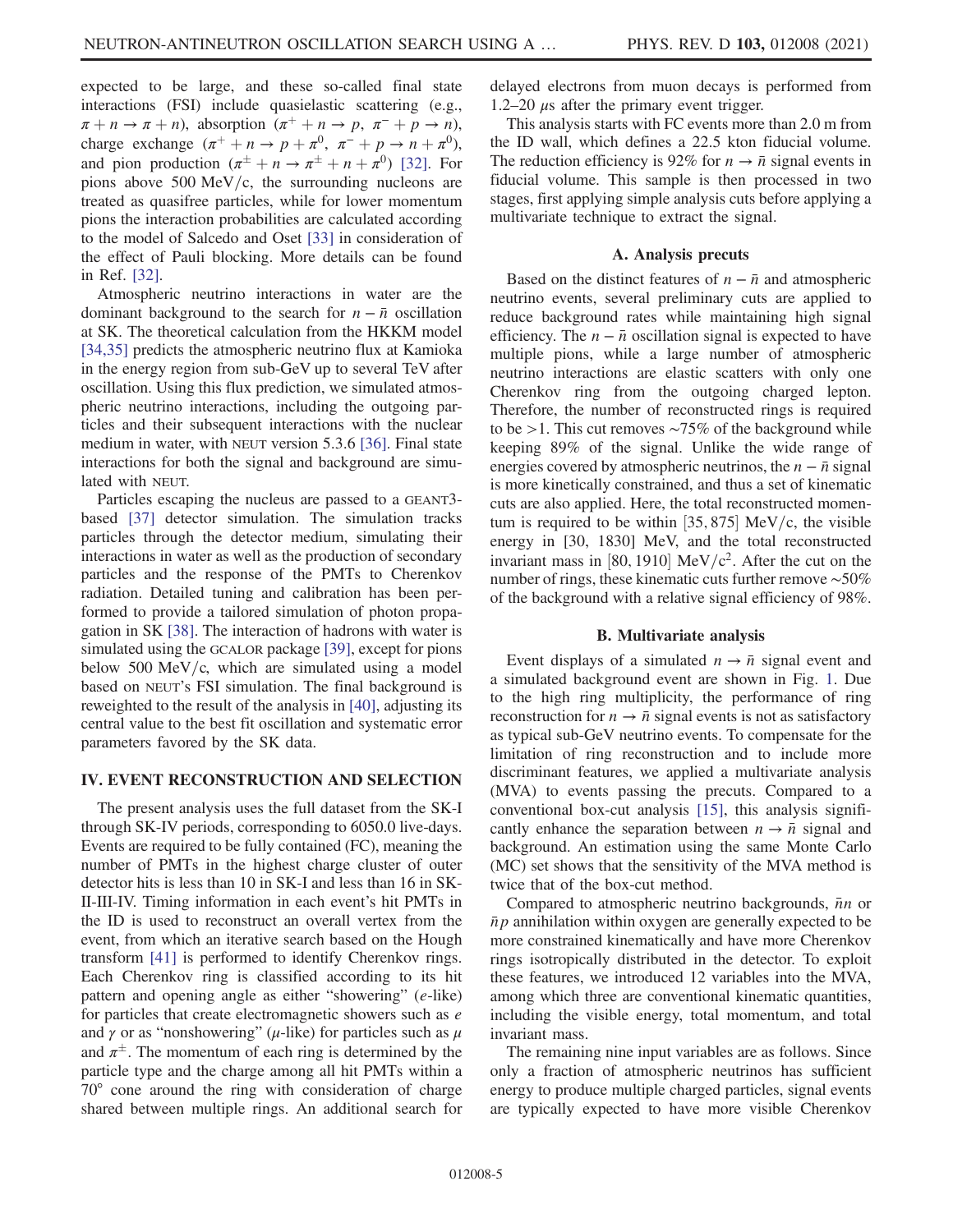expected to be large, and these so-called final state interactions (FSI) include quasielastic scattering (e.g., $\pi + n \to \pi + n$), absorption ($\pi^+ + n \to p$, $\pi^- + p \to n$), charge exchange ($\pi^+ + n \to p + \pi^0$, $\pi^- + p \to n + \pi^0$), and pion production ($\pi^\pm + n \to \pi^\pm + n + \pi^0$) [32]. For pions above 500 MeV/c, the surrounding nucleons are treated as quasifree particles, while for lower momentum pions the interaction probabilities are calculated according to the model of Salcedo and Oset [33] in consideration of the effect of Pauli blocking. More details can be found in Ref. [32].

Atmospheric neutrino interactions in water are the dominant background to the search for $n - \bar{n}$ oscillation at SK. The theoretical calculation from the HKKM model [34,35] predicts the atmospheric neutrino flux at Kamioka in the energy region from sub-GeV up to several TeV after oscillation. Using this flux prediction, we simulated atmospheric neutrino interactions, including the outgoing particles and their subsequent interactions with the nuclear medium in water, with NEUT version 5.3.6 [36]. Final state interactions for both the signal and background are simulated with NEUT.

Particles escaping the nucleus are passed to a GEANT3-based [37] detector simulation. The simulation tracks particles through the detector medium, simulating their interactions in water as well as the production of secondary particles and the response of the PMTs to Cherenkov radiation. Detailed tuning and calibration has been performed to provide a tailored simulation of photon propagation in SK [38]. The interaction of hadrons with water is simulated using the GCALOR package [39], except for pions below 500 MeV/c, which are simulated using a model based on NEUT's FSI simulation. The final background is reweighted to the result of the analysis in [40], adjusting its central value to the best fit oscillation and systematic error parameters favored by the SK data.

## IV. EVENT RECONSTRUCTION AND SELECTION

The present analysis uses the full dataset from the SK-I through SK-IV periods, corresponding to 6050.0 live-days. Events are required to be fully contained (FC), meaning the number of PMTs in the highest charge cluster of outer detector hits is less than 10 in SK-I and less than 16 in SK-II-III-IV. Timing information in each event's hit PMTs in the ID is used to reconstruct an overall vertex from the event, from which an iterative search based on the Hough transform [41] is performed to identify Cherenkov rings. Each Cherenkov ring is classified according to its hit pattern and opening angle as either "showering" ($e$-like) for particles that create electromagnetic showers such as $e$ and $\gamma$ or as "nonshowering" ($\mu$-like) for particles such as $\mu$ and $\pi^\pm$. The momentum of each ring is determined by the particle type and the charge among all hit PMTs within a 70° cone around the ring with consideration of charge shared between multiple rings. An additional search for delayed electrons from muon decays is performed from 1.2–20 $\mu$s after the primary event trigger.

This analysis starts with FC events more than 2.0 m from the ID wall, which defines a 22.5 kton fiducial volume. The reduction efficiency is 92% for $n \to \bar{n}$ signal events in fiducial volume. This sample is then processed in two stages, first applying simple analysis cuts before applying a multivariate technique to extract the signal.

### A. Analysis precuts

Based on the distinct features of $n - \bar{n}$ and atmospheric neutrino events, several preliminary cuts are applied to reduce background rates while maintaining high signal efficiency. The $n - \bar{n}$ oscillation signal is expected to have multiple pions, while a large number of atmospheric neutrino interactions are elastic scatters with only one Cherenkov ring from the outgoing charged lepton. Therefore, the number of reconstructed rings is required to be $>1$. This cut removes ~75% of the background while keeping 89% of the signal. Unlike the wide range of energies covered by atmospheric neutrinos, the $n - \bar{n}$ signal is more kinetically constrained, and thus a set of kinematic cuts are also applied. Here, the total reconstructed momentum is required to be within $[35, 875]$ MeV/c, the visible energy in $[30, 1830]$ MeV, and the total reconstructed invariant mass in $[80, 1910]$ MeV/c$^2$. After the cut on the number of rings, these kinematic cuts further remove ~50% of the background with a relative signal efficiency of 98%.

### B. Multivariate analysis

Event displays of a simulated $n \to \bar{n}$ signal event and a simulated background event are shown in Fig. 1. Due to the high ring multiplicity, the performance of ring reconstruction for $n \to \bar{n}$ signal events is not as satisfactory as typical sub-GeV neutrino events. To compensate for the limitation of ring reconstruction and to include more discriminant features, we applied a multivariate analysis (MVA) to events passing the precuts. Compared to a conventional box-cut analysis [15], this analysis significantly enhance the separation between $n \to \bar{n}$ signal and background. An estimation using the same Monte Carlo (MC) set shows that the sensitivity of the MVA method is twice that of the box-cut method.

Compared to atmospheric neutrino backgrounds, $\bar{n}n$ or $\bar{n}p$ annihilation within oxygen are generally expected to be more constrained kinematically and have more Cherenkov rings isotropically distributed in the detector. To exploit these features, we introduced 12 variables into the MVA, among which three are conventional kinematic quantities, including the visible energy, total momentum, and total invariant mass.

The remaining nine input variables are as follows. Since only a fraction of atmospheric neutrinos has sufficient energy to produce multiple charged particles, signal events are typically expected to have more visible Cherenkov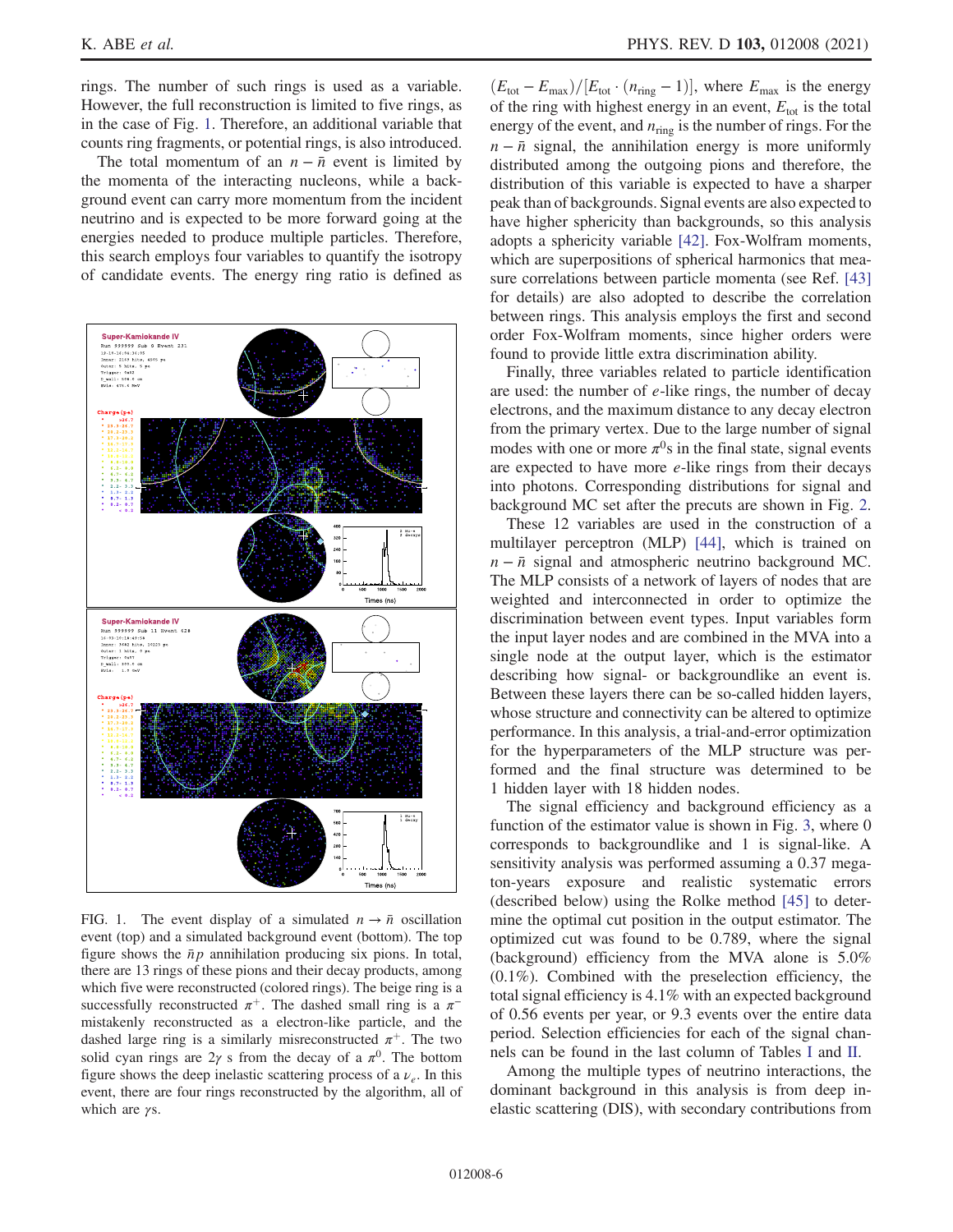rings. The number of such rings is used as a variable. However, the full reconstruction is limited to five rings, as in the case of Fig. 1. Therefore, an additional variable that counts ring fragments, or potential rings, is also introduced.

The total momentum of an $n-\bar{n}$ event is limited by the momenta of the interacting nucleons, while a background event can carry more momentum from the incident neutrino and is expected to be more forward going at the energies needed to produce multiple particles. Therefore, this search employs four variables to quantify the isotropy of candidate events. The energy ring ratio is defined as $(E_{\mathrm{tot}} - E_{\mathrm{max}})/[E_{\mathrm{tot}} \cdot (n_{\mathrm{ring}} - 1)]$, where $E_{\mathrm{max}}$ is the energy of the ring with highest energy in an event, $E_{\mathrm{tot}}$ is the total energy of the event, and $n_{\mathrm{ring}}$ is the number of rings. For the $n-\bar{n}$ signal, the annihilation energy is more uniformly distributed among the outgoing pions and therefore, the distribution of this variable is expected to have a sharper peak than of backgrounds. Signal events are also expected to have higher sphericity than backgrounds, so this analysis adopts a sphericity variable [42]. Fox-Wolfram moments, which are superpositions of spherical harmonics that measure correlations between particle momenta (see Ref. [43] for details) are also adopted to describe the correlation between rings. This analysis employs the first and second order Fox-Wolfram moments, since higher orders were found to provide little extra discrimination ability.

FIG. 1. The event display of a simulated $n \to \bar{n}$ oscillation event (top) and a simulated background event (bottom). The top figure shows the $\bar{n}p$ annihilation producing six pions. In total, there are 13 rings of these pions and their decay products, among which five were reconstructed (colored rings). The beige ring is a successfully reconstructed $\pi^+$. The dashed small ring is a $\pi^-$ mistakenly reconstructed as a electron-like particle, and the dashed large ring is a similarly misreconstructed $\pi^+$. The two solid cyan rings are $2\gamma$ s from the decay of a $\pi^0$. The bottom figure shows the deep inelastic scattering process of a $\nu_e$. In this event, there are four rings reconstructed by the algorithm, all of which are $\gamma$s.

Finally, three variables related to particle identification are used: the number of $e$-like rings, the number of decay electrons, and the maximum distance to any decay electron from the primary vertex. Due to the large number of signal modes with one or more $\pi^0$s in the final state, signal events are expected to have more $e$-like rings from their decays into photons. Corresponding distributions for signal and background MC set after the precuts are shown in Fig. 2.

These 12 variables are used in the construction of a multilayer perceptron (MLP) [44], which is trained on $n-\bar{n}$ signal and atmospheric neutrino background MC. The MLP consists of a network of layers of nodes that are weighted and interconnected in order to optimize the discrimination between event types. Input variables form the input layer nodes and are combined in the MVA into a single node at the output layer, which is the estimator describing how signal- or backgroundlike an event is. Between these layers there can be so-called hidden layers, whose structure and connectivity can be altered to optimize performance. In this analysis, a trial-and-error optimization for the hyperparameters of the MLP structure was performed and the final structure was determined to be 1 hidden layer with 18 hidden nodes.

The signal efficiency and background efficiency as a function of the estimator value is shown in Fig. 3, where 0 corresponds to backgroundlike and 1 is signal-like. A sensitivity analysis was performed assuming a 0.37 megaton-years exposure and realistic systematic errors (described below) using the Rolke method [45] to determine the optimal cut position in the output estimator. The optimized cut was found to be 0.789, where the signal (background) efficiency from the MVA alone is 5.0% (0.1%). Combined with the preselection efficiency, the total signal efficiency is 4.1% with an expected background of 0.56 events per year, or 9.3 events over the entire data period. Selection efficiencies for each of the signal channels can be found in the last column of Tables I and II.

Among the multiple types of neutrino interactions, the dominant background in this analysis is from deep inelastic scattering (DIS), with secondary contributions from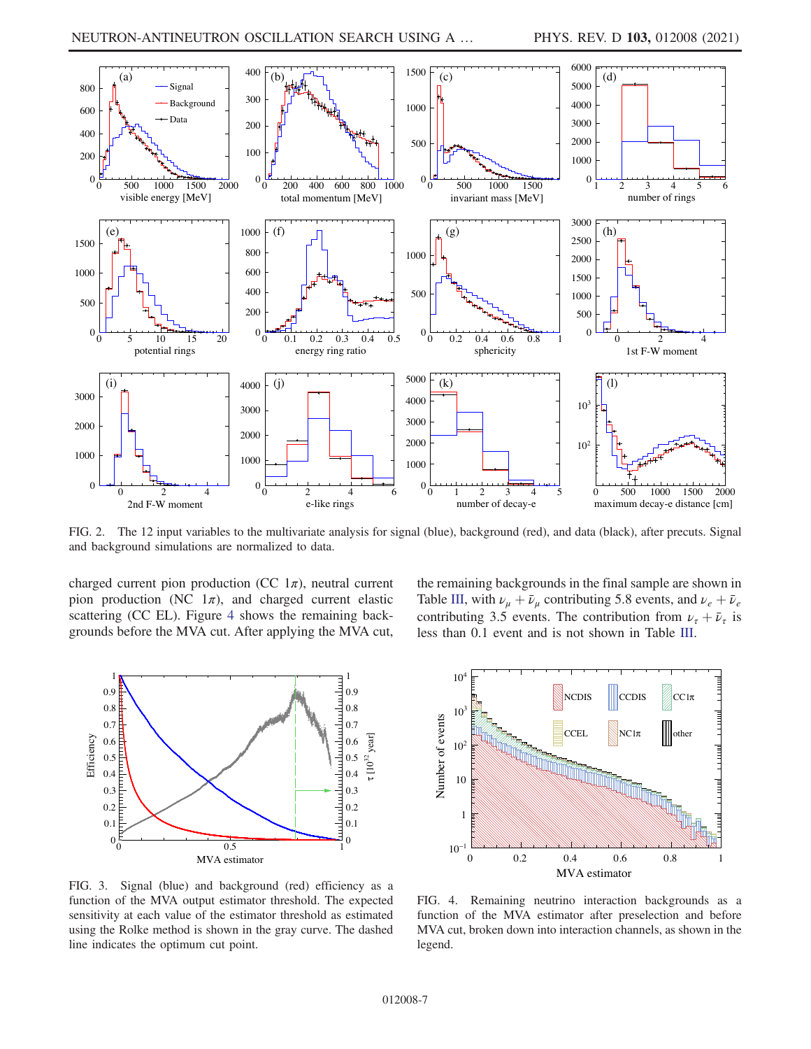FIG. 2. The 12 input variables to the multivariate analysis for signal (blue), background (red), and data (black), after precuts. Signal and background simulations are normalized to data.

charged current pion production (CC $1\pi$), neutral current pion production (NC $1\pi$), and charged current elastic scattering (CC EL). Figure 4 shows the remaining backgrounds before the MVA cut. After applying the MVA cut, the remaining backgrounds in the final sample are shown in Table III, with $\nu_\mu + \bar{\nu}_\mu$ contributing 5.8 events, and $\nu_e + \bar{\nu}_e$ contributing 3.5 events. The contribution from $\nu_\tau + \bar{\nu}_\tau$ is less than 0.1 event and is not shown in Table III.

FIG. 3. Signal (blue) and background (red) efficiency as a function of the MVA output estimator threshold. The expected sensitivity at each value of the estimator threshold as estimated using the Rolke method is shown in the gray curve. The dashed line indicates the optimum cut point.

FIG. 4. Remaining neutrino interaction backgrounds as a function of the MVA estimator after preselection and before MVA cut, broken down into interaction channels, as shown in the legend.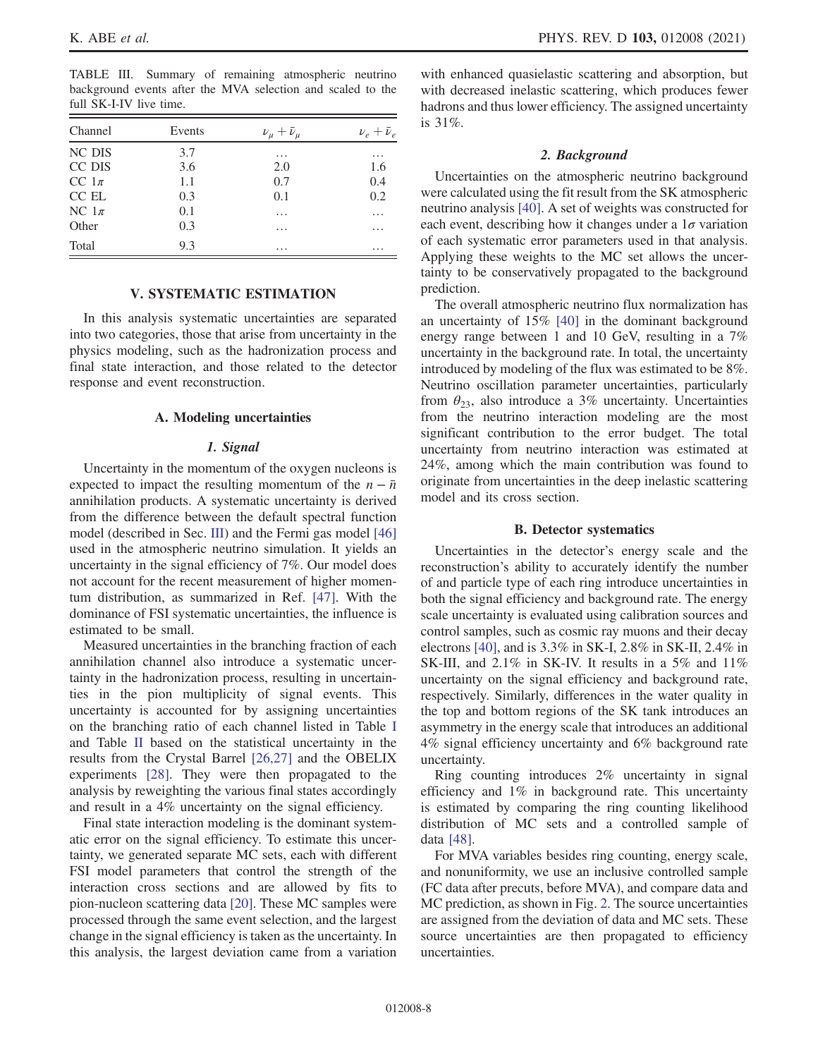TABLE III. Summary of remaining atmospheric neutrino background events after the MVA selection and scaled to the full SK-I-IV live time.

| Channel | Events | $\nu_\mu + \bar{\nu}_\mu$ | $\nu_e + \bar{\nu}_e$ |
|---|---|---|---|
| NC DIS | 3.7 | … | … |
| CC DIS | 3.6 | 2.0 | 1.6 |
| CC $1\pi$ | 1.1 | 0.7 | 0.4 |
| CC EL | 0.3 | 0.1 | 0.2 |
| NC $1\pi$ | 0.1 | … | … |
| Other | 0.3 | … | … |
| Total | 9.3 | … | … |

## V. SYSTEMATIC ESTIMATION

In this analysis systematic uncertainties are separated into two categories, those that arise from uncertainty in the physics modeling, such as the hadronization process and final state interaction, and those related to the detector response and event reconstruction.

### A. Modeling uncertainties

#### 1. Signal

Uncertainty in the momentum of the oxygen nucleons is expected to impact the resulting momentum of the $n-\bar{n}$ annihilation products. A systematic uncertainty is derived from the difference between the default spectral function model (described in Sec. III) and the Fermi gas model [46] used in the atmospheric neutrino simulation. It yields an uncertainty in the signal efficiency of 7%. Our model does not account for the recent measurement of higher momentum distribution, as summarized in Ref. [47]. With the dominance of FSI systematic uncertainties, the influence is estimated to be small.

Measured uncertainties in the branching fraction of each annihilation channel also introduce a systematic uncertainty in the hadronization process, resulting in uncertainties in the pion multiplicity of signal events. This uncertainty is accounted for by assigning uncertainties on the branching ratio of each channel listed in Table I and Table II based on the statistical uncertainty in the results from the Crystal Barrel [26,27] and the OBELIX experiments [28]. They were then propagated to the analysis by reweighting the various final states accordingly and result in a 4% uncertainty on the signal efficiency.

Final state interaction modeling is the dominant systematic error on the signal efficiency. To estimate this uncertainty, we generated separate MC sets, each with different FSI model parameters that control the strength of the interaction cross sections and are allowed by fits to pion-nucleon scattering data [20]. These MC samples were processed through the same event selection, and the largest change in the signal efficiency is taken as the uncertainty. In this analysis, the largest deviation came from a variation with enhanced quasielastic scattering and absorption, but with decreased inelastic scattering, which produces fewer hadrons and thus lower efficiency. The assigned uncertainty is 31%.

#### 2. Background

Uncertainties on the atmospheric neutrino background were calculated using the fit result from the SK atmospheric neutrino analysis [40]. A set of weights was constructed for each event, describing how it changes under a $1\sigma$ variation of each systematic error parameters used in that analysis. Applying these weights to the MC set allows the uncertainty to be conservatively propagated to the background prediction.

The overall atmospheric neutrino flux normalization has an uncertainty of 15% [40] in the dominant background energy range between 1 and 10 GeV, resulting in a 7% uncertainty in the background rate. In total, the uncertainty introduced by modeling of the flux was estimated to be 8%. Neutrino oscillation parameter uncertainties, particularly from $\theta_{23}$, also introduce a 3% uncertainty. Uncertainties from the neutrino interaction modeling are the most significant contribution to the error budget. The total uncertainty from neutrino interaction was estimated at 24%, among which the main contribution was found to originate from uncertainties in the deep inelastic scattering model and its cross section.

### B. Detector systematics

Uncertainties in the detector's energy scale and the reconstruction's ability to accurately identify the number of and particle type of each ring introduce uncertainties in both the signal efficiency and background rate. The energy scale uncertainty is evaluated using calibration sources and control samples, such as cosmic ray muons and their decay electrons [40], and is 3.3% in SK-I, 2.8% in SK-II, 2.4% in SK-III, and 2.1% in SK-IV. It results in a 5% and 11% uncertainty on the signal efficiency and background rate, respectively. Similarly, differences in the water quality in the top and bottom regions of the SK tank introduces an asymmetry in the energy scale that introduces an additional 4% signal efficiency uncertainty and 6% background rate uncertainty.

Ring counting introduces 2% uncertainty in signal efficiency and 1% in background rate. This uncertainty is estimated by comparing the ring counting likelihood distribution of MC sets and a controlled sample of data [48].

For MVA variables besides ring counting, energy scale, and nonuniformity, we use an inclusive controlled sample (FC data after precuts, before MVA), and compare data and MC prediction, as shown in Fig. 2. The source uncertainties are assigned from the deviation of data and MC sets. These source uncertainties are then propagated to efficiency uncertainties.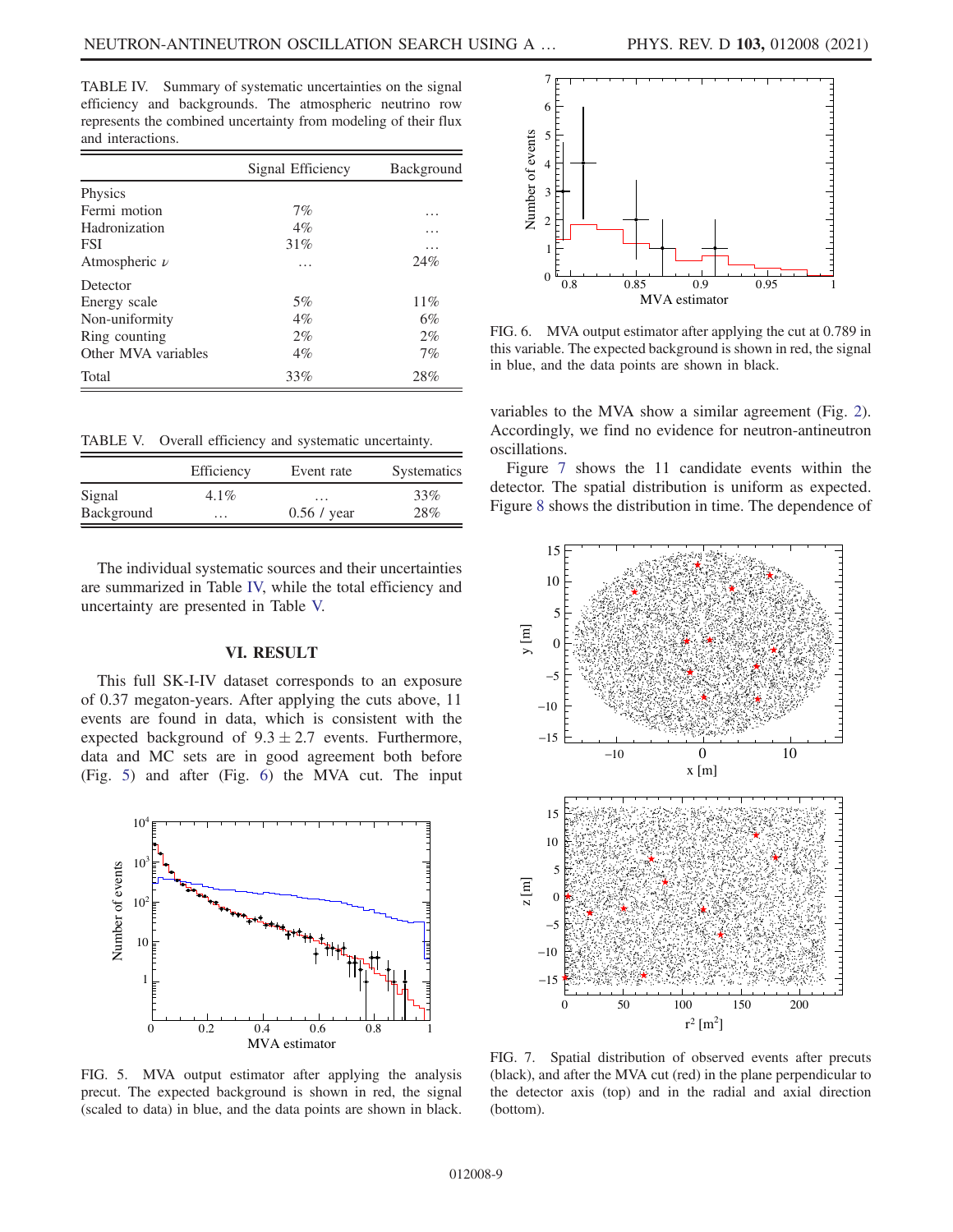TABLE IV. Summary of systematic uncertainties on the signal efficiency and backgrounds. The atmospheric neutrino row represents the combined uncertainty from modeling of their flux and interactions.

| | Signal Efficiency | Background |
|---|---|---|
| Physics | | |
| Fermi motion | 7% | … |
| Hadronization | 4% | … |
| FSI | 31% | … |
| Atmospheric $\nu$ | … | 24% |
| Detector | | |
| Energy scale | 5% | 11% |
| Non-uniformity | 4% | 6% |
| Ring counting | 2% | 2% |
| Other MVA variables | 4% | 7% |
| Total | 33% | 28% |

TABLE V. Overall efficiency and systematic uncertainty.

| | Efficiency | Event rate | Systematics |
|---|---|---|---|
| Signal | 4.1% | … | 33% |
| Background | … | 0.56 / year | 28% |

The individual systematic sources and their uncertainties are summarized in Table IV, while the total efficiency and uncertainty are presented in Table V.

## VI. RESULT

This full SK-I-IV dataset corresponds to an exposure of 0.37 megaton-years. After applying the cuts above, 11 events are found in data, which is consistent with the expected background of $9.3 \pm 2.7$ events. Furthermore, data and MC sets are in good agreement both before (Fig. 5) and after (Fig. 6) the MVA cut. The input variables to the MVA show a similar agreement (Fig. 2). Accordingly, we find no evidence for neutron-antineutron oscillations.

FIG. 5. MVA output estimator after applying the analysis precut. The expected background is shown in red, the signal (scaled to data) in blue, and the data points are shown in black.

FIG. 6. MVA output estimator after applying the cut at 0.789 in this variable. The expected background is shown in red, the signal in blue, and the data points are shown in black.

Figure 7 shows the 11 candidate events within the detector. The spatial distribution is uniform as expected. Figure 8 shows the distribution in time. The dependence of

FIG. 7. Spatial distribution of observed events after precuts (black), and after the MVA cut (red) in the plane perpendicular to the detector axis (top) and in the radial and axial direction (bottom).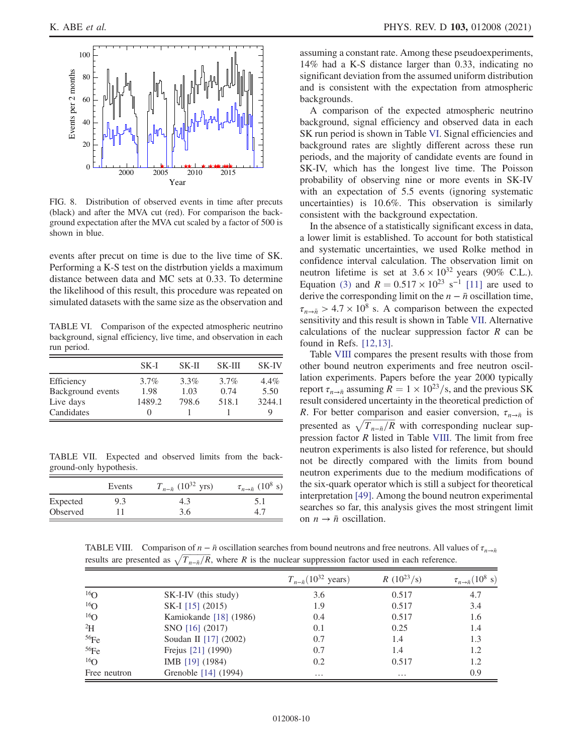FIG. 8. Distribution of observed events in time after precuts (black) and after the MVA cut (red). For comparison the background expectation after the MVA cut scaled by a factor of 500 is shown in blue.

events after precut on time is due to the live time of SK. Performing a K-S test on the distrbution yields a maximum distance between data and MC sets at 0.33. To determine the likelihood of this result, this procedure was repeated on simulated datasets with the same size as the observation and assuming a constant rate. Among these pseudoexperiments, 14% had a K-S distance larger than 0.33, indicating no significant deviation from the assumed uniform distribution and is consistent with the expectation from atmospheric backgrounds.

TABLE VI. Comparison of the expected atmospheric neutrino background, signal efficiency, live time, and observation in each run period.

| | SK-I | SK-II | SK-III | SK-IV |
|---|---|---|---|---|
| Efficiency | 3.7% | 3.3% | 3.7% | 4.4% |
| Background events | 1.98 | 1.03 | 0.74 | 5.50 |
| Live days | 1489.2 | 798.6 | 518.1 | 3244.1 |
| Candidates | 0 | 1 | 1 | 9 |

TABLE VII. Expected and observed limits from the background-only hypothesis.

| | Events | $T_{n-\bar{n}}$ ($10^{32}$ yrs) | $\tau_{n\to\bar{n}}$ ($10^8$ s) |
|---|---|---|---|
| Expected | 9.3 | 4.3 | 5.1 |
| Observed | 11 | 3.6 | 4.7 |

A comparison of the expected atmospheric neutrino background, signal efficiency and observed data in each SK run period is shown in Table VI. Signal efficiencies and background rates are slightly different across these run periods, and the majority of candidate events are found in SK-IV, which has the longest live time. The Poisson probability of observing nine or more events in SK-IV with an expectation of 5.5 events (ignoring systematic uncertainties) is 10.6%. This observation is similarly consistent with the background expectation.

In the absence of a statistically significant excess in data, a lower limit is established. To account for both statistical and systematic uncertainties, we used Rolke method in confidence interval calculation. The observation limit on neutron lifetime is set at $3.6 \times 10^{32}$ years (90% C.L.). Equation (3) and $R = 0.517 \times 10^{23}$ $\mathrm{s}^{-1}$ [11] are used to derive the corresponding limit on the $n - \bar{n}$ oscillation time, $\tau_{n\to\bar{n}} > 4.7 \times 10^8$ s. A comparison between the expected sensitivity and this result is shown in Table VII. Alternative calculations of the nuclear suppression factor $R$ can be found in Refs. [12,13].

Table VIII compares the present results with those from other bound neutron experiments and free neutron oscillation experiments. Papers before the year 2000 typically report $\tau_{n\to\bar{n}}$ assuming $R = 1 \times 10^{23}$/s, and the previous SK result considered uncertainty in the theoretical prediction of $R$. For better comparison and easier conversion, $\tau_{n\to\bar{n}}$ is presented as $\sqrt{T_{n-\bar{n}}/R}$ with corresponding nuclear suppression factor $R$ listed in Table VIII. The limit from free neutron experiments is also listed for reference, but should not be directly compared with the limits from bound neutron experiments due to the medium modifications of the six-quark operator which is still a subject for theoretical interpretation [49]. Among the bound neutron experimental searches so far, this analysis gives the most stringent limit on $n \to \bar{n}$ oscillation.

TABLE VIII. Comparison of $n - \bar{n}$ oscillation searches from bound neutrons and free neutrons. All values of $\tau_{n\to\bar{n}}$ results are presented as $\sqrt{T_{n-\bar{n}}/R}$, where $R$ is the nuclear suppression factor used in each reference.

| | | $T_{n-\bar{n}}$($10^{32}$ years) | $R$ ($10^{23}$/s) | $\tau_{n\to\bar{n}}$($10^8$ s) |
|---|---|---|---|---|
| $^{16}$O | SK-I-IV (this study) | 3.6 | 0.517 | 4.7 |
| $^{16}$O | SK-I [15] (2015) | 1.9 | 0.517 | 3.4 |
| $^{16}$O | Kamiokande [18] (1986) | 0.4 | 0.517 | 1.6 |
| $^{2}$H | SNO [16] (2017) | 0.1 | 0.25 | 1.4 |
| $^{56}$Fe | Soudan II [17] (2002) | 0.7 | 1.4 | 1.3 |
| $^{56}$Fe | Frejus [21] (1990) | 0.7 | 1.4 | 1.2 |
| $^{16}$O | IMB [19] (1984) | 0.2 | 0.517 | 1.2 |
| Free neutron | Grenoble [14] (1994) | … | … | 0.9 |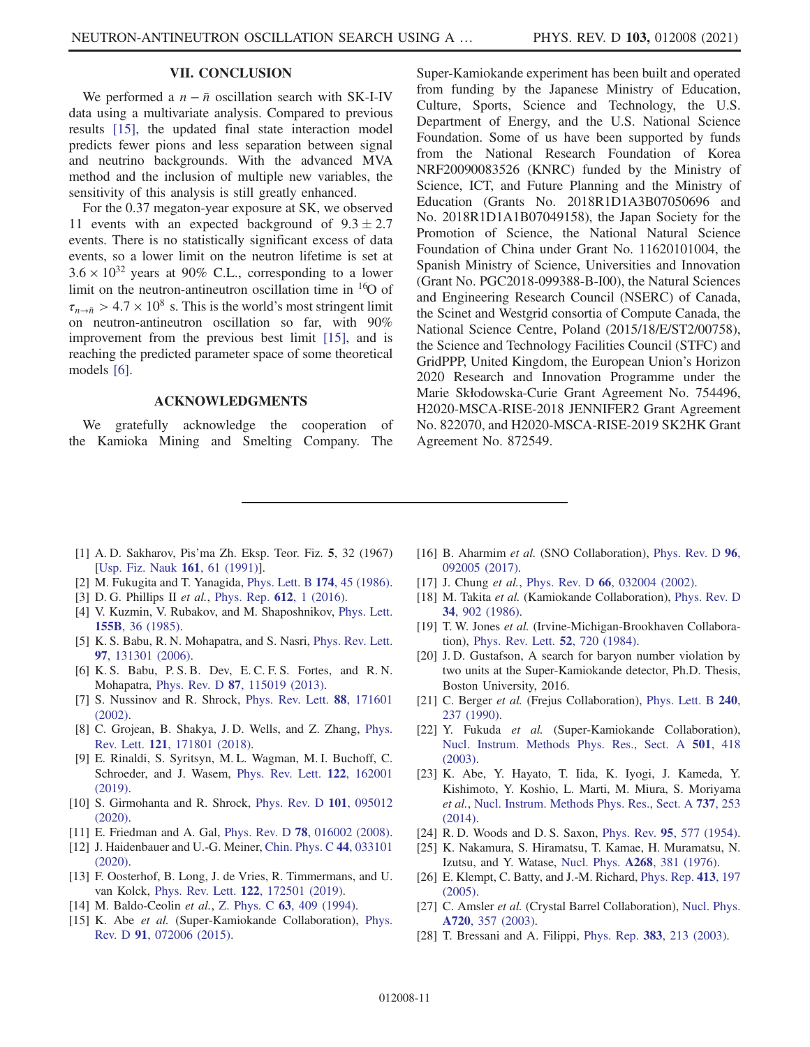## VII. CONCLUSION

We performed a $n-\bar{n}$ oscillation search with SK-I-IV data using a multivariate analysis. Compared to previous results [15], the updated final state interaction model predicts fewer pions and less separation between signal and neutrino backgrounds. With the advanced MVA method and the inclusion of multiple new variables, the sensitivity of this analysis is still greatly enhanced.

For the 0.37 megaton-year exposure at SK, we observed 11 events with an expected background of $9.3 \pm 2.7$ events. There is no statistically significant excess of data events, so a lower limit on the neutron lifetime is set at $3.6 \times 10^{32}$ years at 90% C.L., corresponding to a lower limit on the neutron-antineutron oscillation time in $^{16}$O of $\tau_{n\to\bar{n}} > 4.7 \times 10^{8}$ s. This is the world's most stringent limit on neutron-antineutron oscillation so far, with 90% improvement from the previous best limit [15], and is reaching the predicted parameter space of some theoretical models [6].

## ACKNOWLEDGMENTS

We gratefully acknowledge the cooperation of the Kamioka Mining and Smelting Company. The Super-Kamiokande experiment has been built and operated from funding by the Japanese Ministry of Education, Culture, Sports, Science and Technology, the U.S. Department of Energy, and the U.S. National Science Foundation. Some of us have been supported by funds from the National Research Foundation of Korea NRF20090083526 (KNRC) funded by the Ministry of Science, ICT, and Future Planning and the Ministry of Education (Grants No. 2018R1D1A3B07050696 and No. 2018R1D1A1B07049158), the Japan Society for the Promotion of Science, the National Natural Science Foundation of China under Grant No. 11620101004, the Spanish Ministry of Science, Universities and Innovation (Grant No. PGC2018-099388-B-I00), the Natural Sciences and Engineering Research Council (NSERC) of Canada, the Scinet and Westgrid consortia of Compute Canada, the National Science Centre, Poland (2015/18/E/ST2/00758), the Science and Technology Facilities Council (STFC) and GridPPP, United Kingdom, the European Union's Horizon 2020 Research and Innovation Programme under the Marie Skłodowska-Curie Grant Agreement No. 754496, H2020-MSCA-RISE-2018 JENNIFER2 Grant Agreement No. 822070, and H2020-MSCA-RISE-2019 SK2HK Grant Agreement No. 872549.

---

[1] A. D. Sakharov, Pis'ma Zh. Eksp. Teor. Fiz. **5**, 32 (1967) [Usp. Fiz. Nauk **161**, 61 (1991)].
[2] M. Fukugita and T. Yanagida, Phys. Lett. B **174**, 45 (1986).
[3] D. G. Phillips II *et al.*, Phys. Rep. **612**, 1 (2016).
[4] V. Kuzmin, V. Rubakov, and M. Shaposhnikov, Phys. Lett. **155B**, 36 (1985).
[5] K. S. Babu, R. N. Mohapatra, and S. Nasri, Phys. Rev. Lett. **97**, 131301 (2006).
[6] K. S. Babu, P. S. B. Dev, E. C. F. S. Fortes, and R. N. Mohapatra, Phys. Rev. D **87**, 115019 (2013).
[7] S. Nussinov and R. Shrock, Phys. Rev. Lett. **88**, 171601 (2002).
[8] C. Grojean, B. Shakya, J. D. Wells, and Z. Zhang, Phys. Rev. Lett. **121**, 171801 (2018).
[9] E. Rinaldi, S. Syritsyn, M. L. Wagman, M. I. Buchoff, C. Schroeder, and J. Wasem, Phys. Rev. Lett. **122**, 162001 (2019).
[10] S. Girmohanta and R. Shrock, Phys. Rev. D **101**, 095012 (2020).
[11] E. Friedman and A. Gal, Phys. Rev. D **78**, 016002 (2008).
[12] J. Haidenbauer and U.-G. Meiner, Chin. Phys. C **44**, 033101 (2020).
[13] F. Oosterhof, B. Long, J. de Vries, R. Timmermans, and U. van Kolck, Phys. Rev. Lett. **122**, 172501 (2019).
[14] M. Baldo-Ceolin *et al.*, Z. Phys. C **63**, 409 (1994).
[15] K. Abe *et al.* (Super-Kamiokande Collaboration), Phys. Rev. D **91**, 072006 (2015).
[16] B. Aharmim *et al.* (SNO Collaboration), Phys. Rev. D **96**, 092005 (2017).
[17] J. Chung *et al.*, Phys. Rev. D **66**, 032004 (2002).
[18] M. Takita *et al.* (Kamiokande Collaboration), Phys. Rev. D **34**, 902 (1986).
[19] T. W. Jones *et al.* (Irvine-Michigan-Brookhaven Collaboration), Phys. Rev. Lett. **52**, 720 (1984).
[20] J. D. Gustafson, A search for baryon number violation by two units at the Super-Kamiokande detector, Ph.D. Thesis, Boston University, 2016.
[21] C. Berger *et al.* (Frejus Collaboration), Phys. Lett. B **240**, 237 (1990).
[22] Y. Fukuda *et al.* (Super-Kamiokande Collaboration), Nucl. Instrum. Methods Phys. Res., Sect. A **501**, 418 (2003).
[23] K. Abe, Y. Hayato, T. Iida, K. Iyogi, J. Kameda, Y. Kishimoto, Y. Koshio, L. Marti, M. Miura, S. Moriyama *et al.*, Nucl. Instrum. Methods Phys. Res., Sect. A **737**, 253 (2014).
[24] R. D. Woods and D. S. Saxon, Phys. Rev. **95**, 577 (1954).
[25] K. Nakamura, S. Hiramatsu, T. Kamae, H. Muramatsu, N. Izutsu, and Y. Watase, Nucl. Phys. **A268**, 381 (1976).
[26] E. Klempt, C. Batty, and J.-M. Richard, Phys. Rep. **413**, 197 (2005).
[27] C. Amsler *et al.* (Crystal Barrel Collaboration), Nucl. Phys. **A720**, 357 (2003).
[28] T. Bressani and A. Filippi, Phys. Rep. **383**, 213 (2003).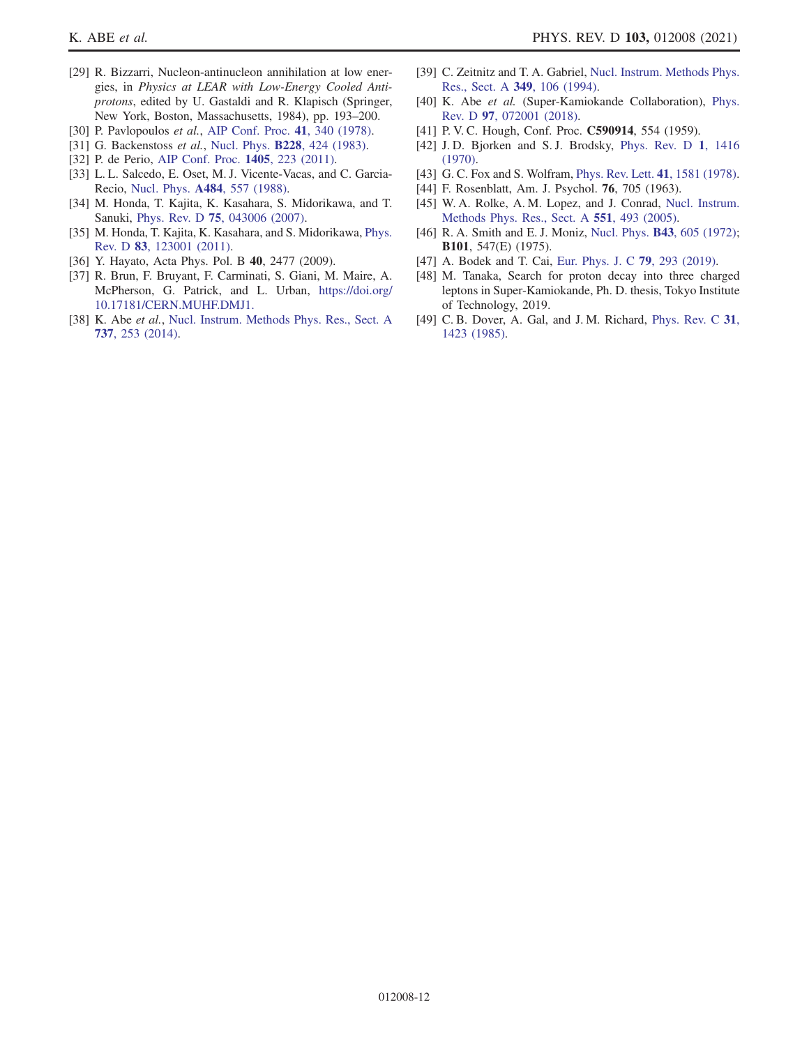[29] R. Bizzarri, Nucleon-antinucleon annihilation at low energies, in *Physics at LEAR with Low-Energy Cooled Antiprotons*, edited by U. Gastaldi and R. Klapisch (Springer, New York, Boston, Massachusetts, 1984), pp. 193–200.

[30] P. Pavlopoulos *et al.*, AIP Conf. Proc. **41**, 340 (1978).

[31] G. Backenstoss *et al.*, Nucl. Phys. **B228**, 424 (1983).

[32] P. de Perio, AIP Conf. Proc. **1405**, 223 (2011).

[33] L. L. Salcedo, E. Oset, M. J. Vicente-Vacas, and C. Garcia-Recio, Nucl. Phys. **A484**, 557 (1988).

[34] M. Honda, T. Kajita, K. Kasahara, S. Midorikawa, and T. Sanuki, Phys. Rev. D **75**, 043006 (2007).

[35] M. Honda, T. Kajita, K. Kasahara, and S. Midorikawa, Phys. Rev. D **83**, 123001 (2011).

[36] Y. Hayato, Acta Phys. Pol. B **40**, 2477 (2009).

[37] R. Brun, F. Bruyant, F. Carminati, S. Giani, M. Maire, A. McPherson, G. Patrick, and L. Urban, https://doi.org/10.17181/CERN.MUHF.DMJ1.

[38] K. Abe *et al.*, Nucl. Instrum. Methods Phys. Res., Sect. A **737**, 253 (2014).

[39] C. Zeitnitz and T. A. Gabriel, Nucl. Instrum. Methods Phys. Res., Sect. A **349**, 106 (1994).

[40] K. Abe *et al.* (Super-Kamiokande Collaboration), Phys. Rev. D **97**, 072001 (2018).

[41] P. V. C. Hough, Conf. Proc. **C590914**, 554 (1959).

[42] J. D. Bjorken and S. J. Brodsky, Phys. Rev. D **1**, 1416 (1970).

[43] G. C. Fox and S. Wolfram, Phys. Rev. Lett. **41**, 1581 (1978).

[44] F. Rosenblatt, Am. J. Psychol. **76**, 705 (1963).

[45] W. A. Rolke, A. M. Lopez, and J. Conrad, Nucl. Instrum. Methods Phys. Res., Sect. A **551**, 493 (2005).

[46] R. A. Smith and E. J. Moniz, Nucl. Phys. **B43**, 605 (1972); **B101**, 547(E) (1975).

[47] A. Bodek and T. Cai, Eur. Phys. J. C **79**, 293 (2019).

[48] M. Tanaka, Search for proton decay into three charged leptons in Super-Kamiokande, Ph. D. thesis, Tokyo Institute of Technology, 2019.

[49] C. B. Dover, A. Gal, and J. M. Richard, Phys. Rev. C **31**, 1423 (1985).